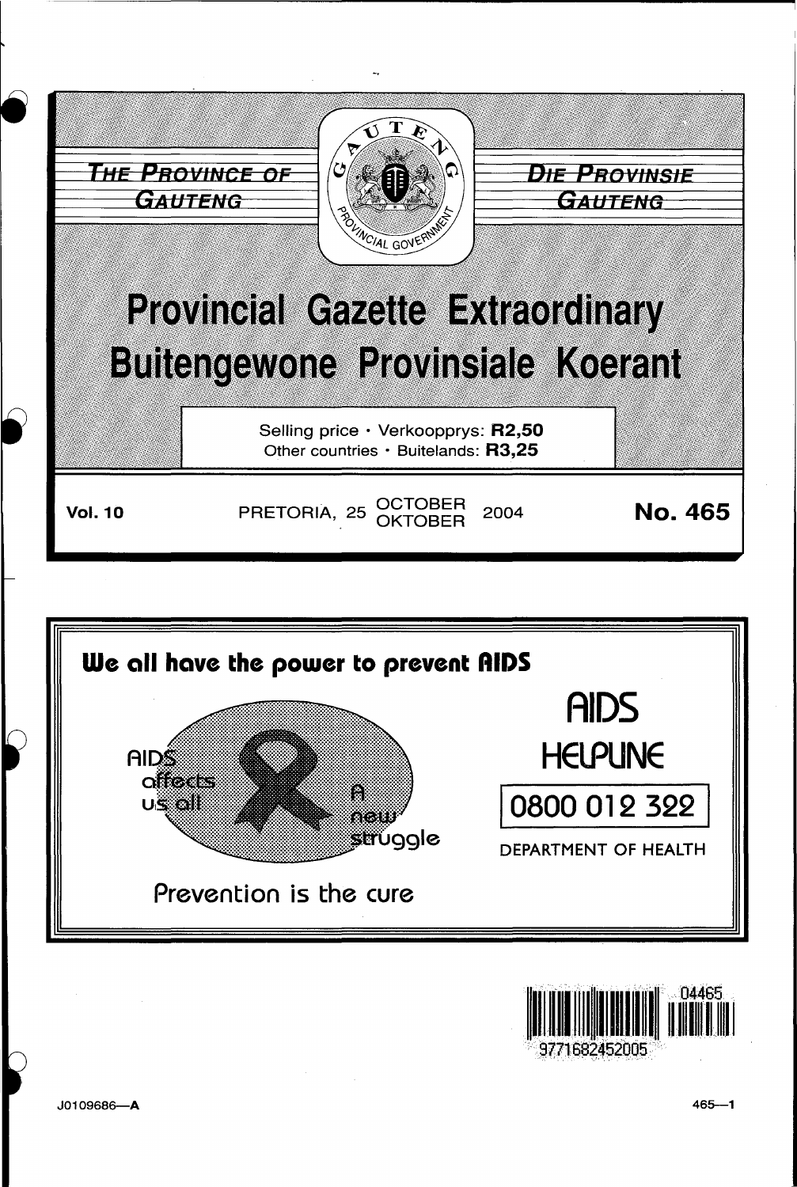**THE PROVINCE OF GAUTENG**

**DIE PROVINSIE GAUTENG**

# Provincial Gazette Extraordinary
# Buitengewone Provinsiale Koerant

Selling price · Verkoopprys: **R2,50**
Other countries · Buitelands: **R3,25**

**Vol. 10** PRETORIA, 25 OCTOBER OKTOBER 2004 **No. 465**

**We all have the power to prevent AIDS**

AIDS affects us all

A new struggle

Prevention is the cure

AIDS HELPLINE

0800 012 322

DEPARTMENT OF HEALTH

J0109686—A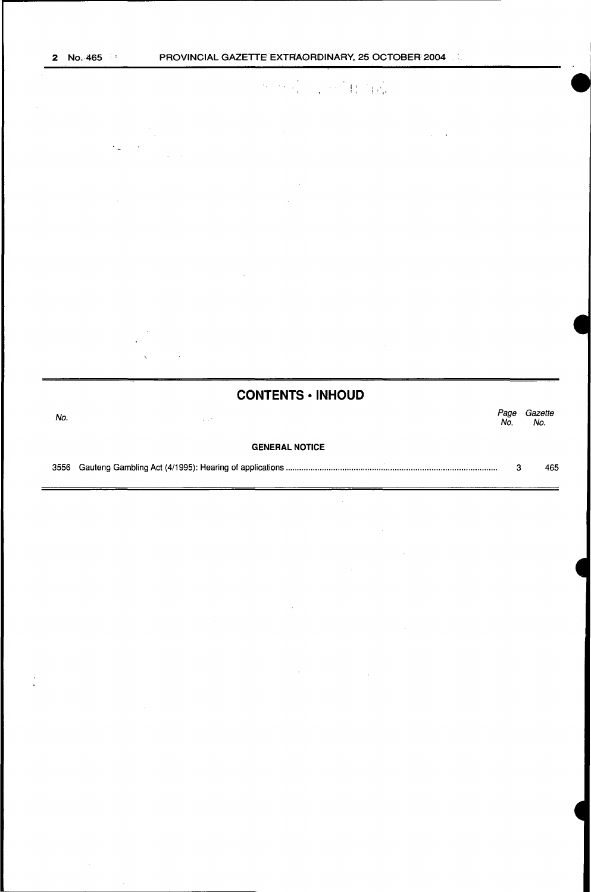## CONTENTS • INHOUD

| No. | | Page No. | Gazette No. |
|---|---|---|---|
| | **GENERAL NOTICE** | | |
| 3556 | Gauteng Gambling Act (4/1995): Hearing of applications | 3 | 465 |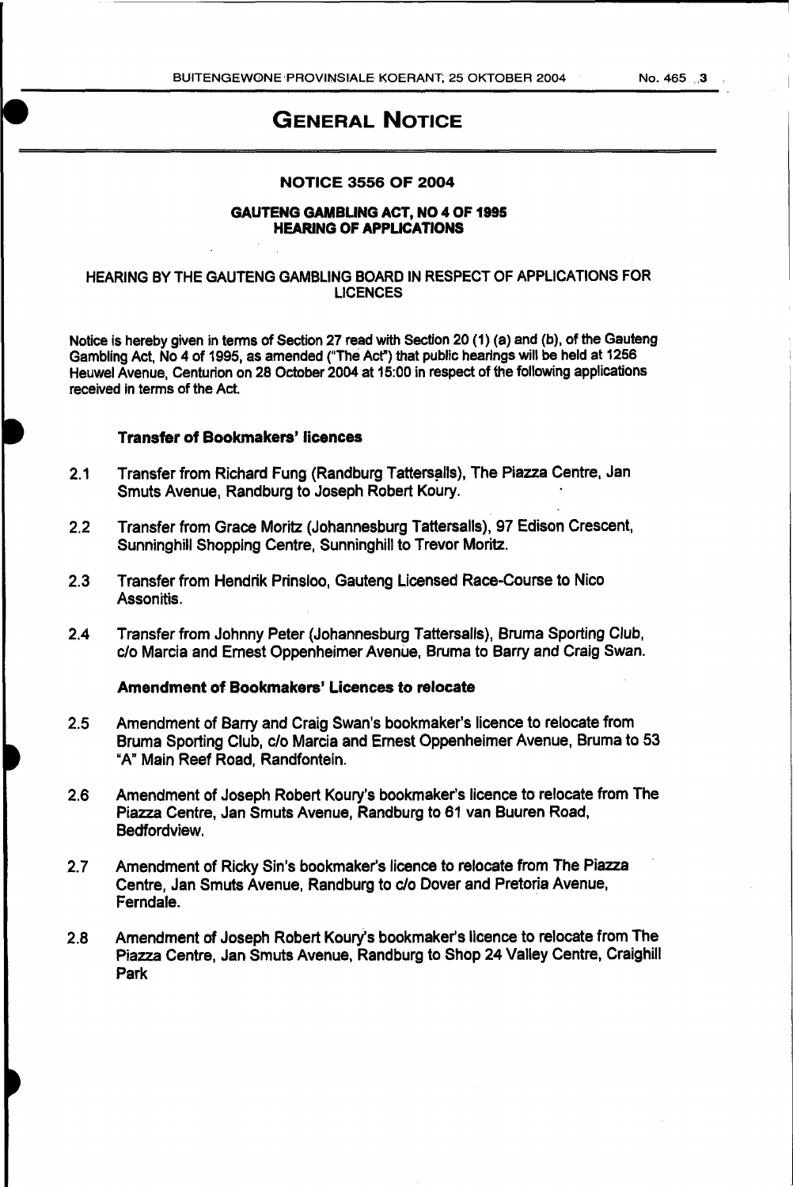# GENERAL NOTICE

## NOTICE 3556 OF 2004

### GAUTENG GAMBLING ACT, NO 4 OF 1995
### HEARING OF APPLICATIONS

HEARING BY THE GAUTENG GAMBLING BOARD IN RESPECT OF APPLICATIONS FOR LICENCES

Notice is hereby given in terms of Section 27 read with Section 20 (1) (a) and (b), of the Gauteng Gambling Act, No 4 of 1995, as amended ("The Act") that public hearings will be held at 1256 Heuwel Avenue, Centurion on 28 October 2004 at 15:00 in respect of the following applications received in terms of the Act.

**Transfer of Bookmakers' licences**

2.1 Transfer from Richard Fung (Randburg Tattersalls), The Piazza Centre, Jan Smuts Avenue, Randburg to Joseph Robert Koury.

2.2 Transfer from Grace Moritz (Johannesburg Tattersalls), 97 Edison Crescent, Sunninghill Shopping Centre, Sunninghill to Trevor Moritz.

2.3 Transfer from Hendrik Prinsloo, Gauteng Licensed Race-Course to Nico Assonitis.

2.4 Transfer from Johnny Peter (Johannesburg Tattersalls), Bruma Sporting Club, c/o Marcia and Ernest Oppenheimer Avenue, Bruma to Barry and Craig Swan.

**Amendment of Bookmakers' Licences to relocate**

2.5 Amendment of Barry and Craig Swan's bookmaker's licence to relocate from Bruma Sporting Club, c/o Marcia and Ernest Oppenheimer Avenue, Bruma to 53 "A" Main Reef Road, Randfontein.

2.6 Amendment of Joseph Robert Koury's bookmaker's licence to relocate from The Piazza Centre, Jan Smuts Avenue, Randburg to 61 van Buuren Road, Bedfordview.

2.7 Amendment of Ricky Sin's bookmaker's licence to relocate from The Piazza Centre, Jan Smuts Avenue, Randburg to c/o Dover and Pretoria Avenue, Ferndale.

2.8 Amendment of Joseph Robert Koury's bookmaker's licence to relocate from The Piazza Centre, Jan Smuts Avenue, Randburg to Shop 24 Valley Centre, Craighill Park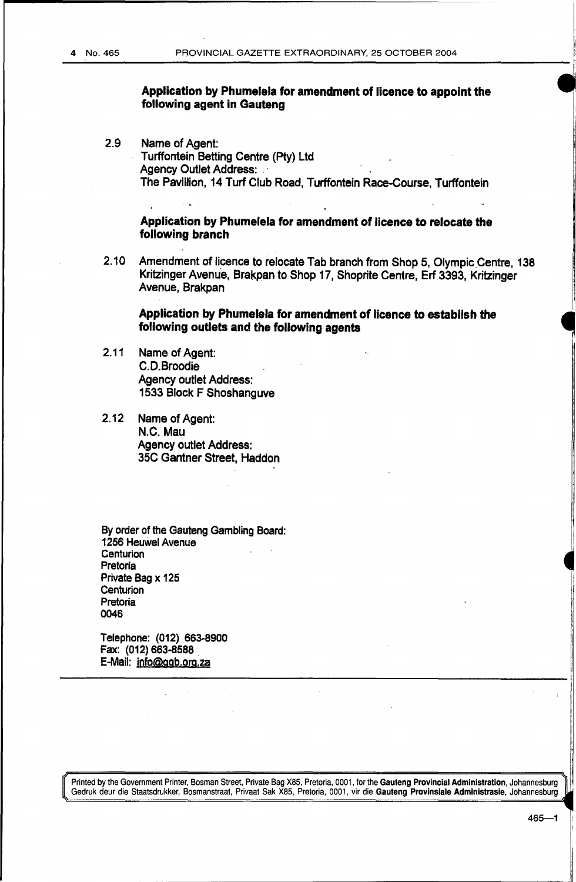**Application by Phumelela for amendment of licence to appoint the following agent in Gauteng**

2.9 Name of Agent:
Turffontein Betting Centre (Pty) Ltd
Agency Outlet Address:
The Pavillion, 14 Turf Club Road, Turffontein Race-Course, Turffontein

**Application by Phumelela for amendment of licence to relocate the following branch**

2.10 Amendment of licence to relocate Tab branch from Shop 5, Olympic Centre, 138 Kritzinger Avenue, Brakpan to Shop 17, Shoprite Centre, Erf 3393, Kritzinger Avenue, Brakpan

**Application by Phumelela for amendment of licence to establish the following outlets and the following agents**

2.11 Name of Agent:
C.D.Broodie
Agency outlet Address:
1533 Block F Shoshanguve

2.12 Name of Agent:
N.C. Mau
Agency outlet Address:
35C Gantner Street, Haddon

By order of the Gauteng Gambling Board:
1256 Heuwel Avenue
Centurion
Pretoria
Private Bag x 125
Centurion
Pretoria
0046

Telephone: (012) 663-8900
Fax: (012) 663-8588
E-Mail: info@ggb.org.za

Printed by the Government Printer, Bosman Street, Private Bag X85, Pretoria, 0001, for the **Gauteng Provincial Administration**, Johannesburg
Gedruk deur die Staatsdrukker, Bosmanstraat, Privaat Sak X85, Pretoria, 0001, vir die **Gauteng Provinsiale Administrasie**, Johannesburg

465—1